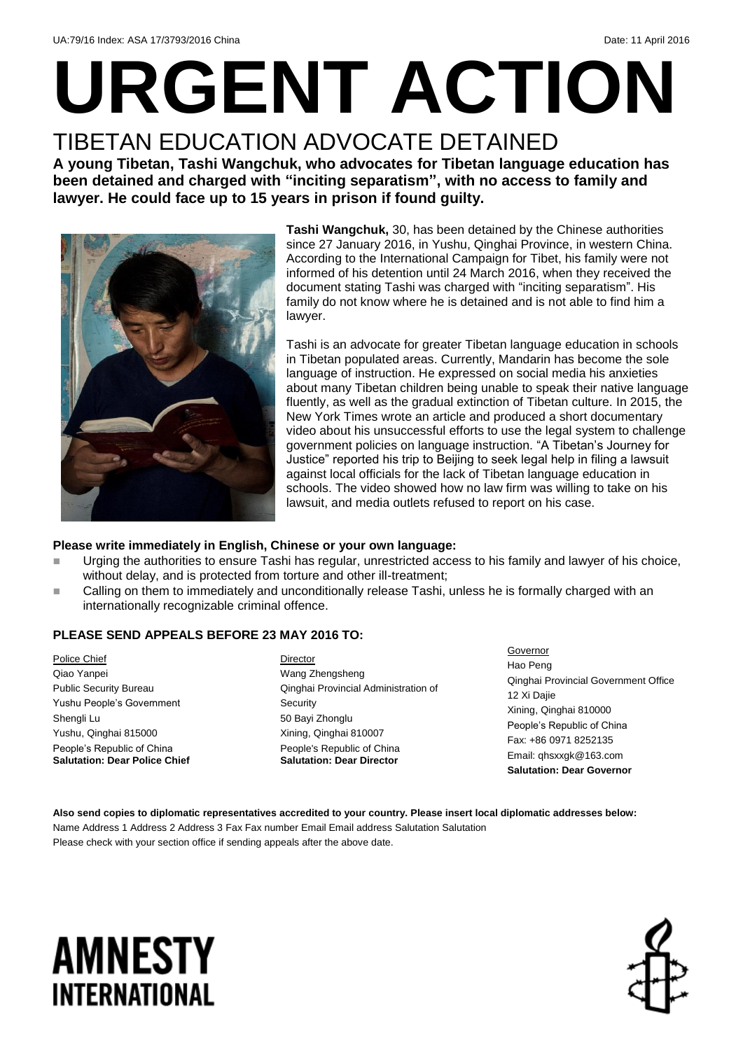UA:79/16 Index: ASA 17/3793/2016 China

Date: 11 April 2016

# URGENT ACTION

## TIBETAN EDUCATION ADVOCATE DETAINED

**A young Tibetan, Tashi Wangchuk, who advocates for Tibetan language education has been detained and charged with "inciting separatism", with no access to family and lawyer. He could face up to 15 years in prison if found guilty.**

**Tashi Wangchuk,** 30, has been detained by the Chinese authorities since 27 January 2016, in Yushu, Qinghai Province, in western China. According to the International Campaign for Tibet, his family were not informed of his detention until 24 March 2016, when they received the document stating Tashi was charged with "inciting separatism". His family do not know where he is detained and is not able to find him a lawyer.

Tashi is an advocate for greater Tibetan language education in schools in Tibetan populated areas. Currently, Mandarin has become the sole language of instruction. He expressed on social media his anxieties about many Tibetan children being unable to speak their native language fluently, as well as the gradual extinction of Tibetan culture. In 2015, the New York Times wrote an article and produced a short documentary video about his unsuccessful efforts to use the legal system to challenge government policies on language instruction. "A Tibetan's Journey for Justice" reported his trip to Beijing to seek legal help in filing a lawsuit against local officials for the lack of Tibetan language education in schools. The video showed how no law firm was willing to take on his lawsuit, and media outlets refused to report on his case.

**Please write immediately in English, Chinese or your own language:**

- Urging the authorities to ensure Tashi has regular, unrestricted access to his family and lawyer of his choice, without delay, and is protected from torture and other ill-treatment;
- Calling on them to immediately and unconditionally release Tashi, unless he is formally charged with an internationally recognizable criminal offence.

**PLEASE SEND APPEALS BEFORE 23 MAY 2016 TO:**

Police Chief
Qiao Yanpei
Public Security Bureau
Yushu People's Government
Shengli Lu
Yushu, Qinghai 815000
People's Republic of China
**Salutation: Dear Police Chief**

Director
Wang Zhengsheng
Qinghai Provincial Administration of Security
50 Bayi Zhonglu
Xining, Qinghai 810007
People's Republic of China
**Salutation: Dear Director**

Governor
Hao Peng
Qinghai Provincial Government Office
12 Xi Dajie
Xining, Qinghai 810000
People's Republic of China
Fax: +86 0971 8252135
Email: qhsxxgk@163.com
**Salutation: Dear Governor**

**Also send copies to diplomatic representatives accredited to your country. Please insert local diplomatic addresses below:**
Name Address 1 Address 2 Address 3 Fax Fax number Email Email address Salutation Salutation
Please check with your section office if sending appeals after the above date.

AMNESTY INTERNATIONAL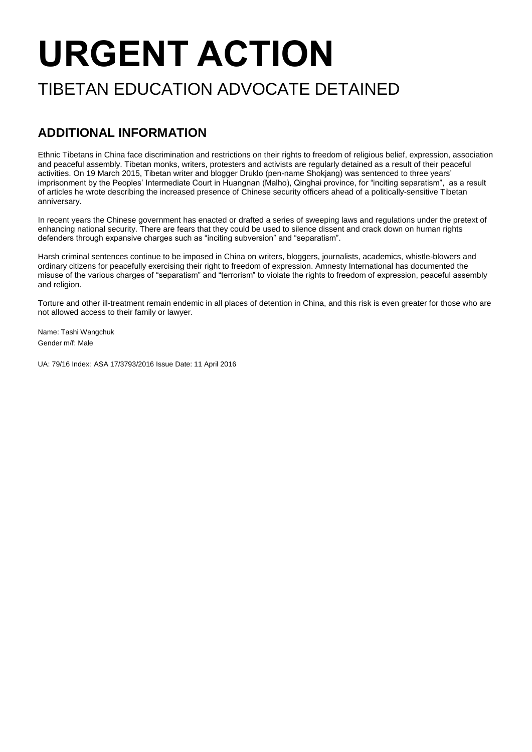# URGENT ACTION

## TIBETAN EDUCATION ADVOCATE DETAINED

### ADDITIONAL INFORMATION

Ethnic Tibetans in China face discrimination and restrictions on their rights to freedom of religious belief, expression, association and peaceful assembly. Tibetan monks, writers, protesters and activists are regularly detained as a result of their peaceful activities. On 19 March 2015, Tibetan writer and blogger Druklo (pen-name Shokjang) was sentenced to three years' imprisonment by the Peoples' Intermediate Court in Huangnan (Malho), Qinghai province, for "inciting separatism", as a result of articles he wrote describing the increased presence of Chinese security officers ahead of a politically-sensitive Tibetan anniversary.

In recent years the Chinese government has enacted or drafted a series of sweeping laws and regulations under the pretext of enhancing national security. There are fears that they could be used to silence dissent and crack down on human rights defenders through expansive charges such as "inciting subversion" and "separatism".

Harsh criminal sentences continue to be imposed in China on writers, bloggers, journalists, academics, whistle-blowers and ordinary citizens for peacefully exercising their right to freedom of expression. Amnesty International has documented the misuse of the various charges of "separatism" and "terrorism" to violate the rights to freedom of expression, peaceful assembly and religion.

Torture and other ill-treatment remain endemic in all places of detention in China, and this risk is even greater for those who are not allowed access to their family or lawyer.

Name: Tashi Wangchuk

Gender m/f: Male

UA: 79/16 Index: ASA 17/3793/2016 Issue Date: 11 April 2016